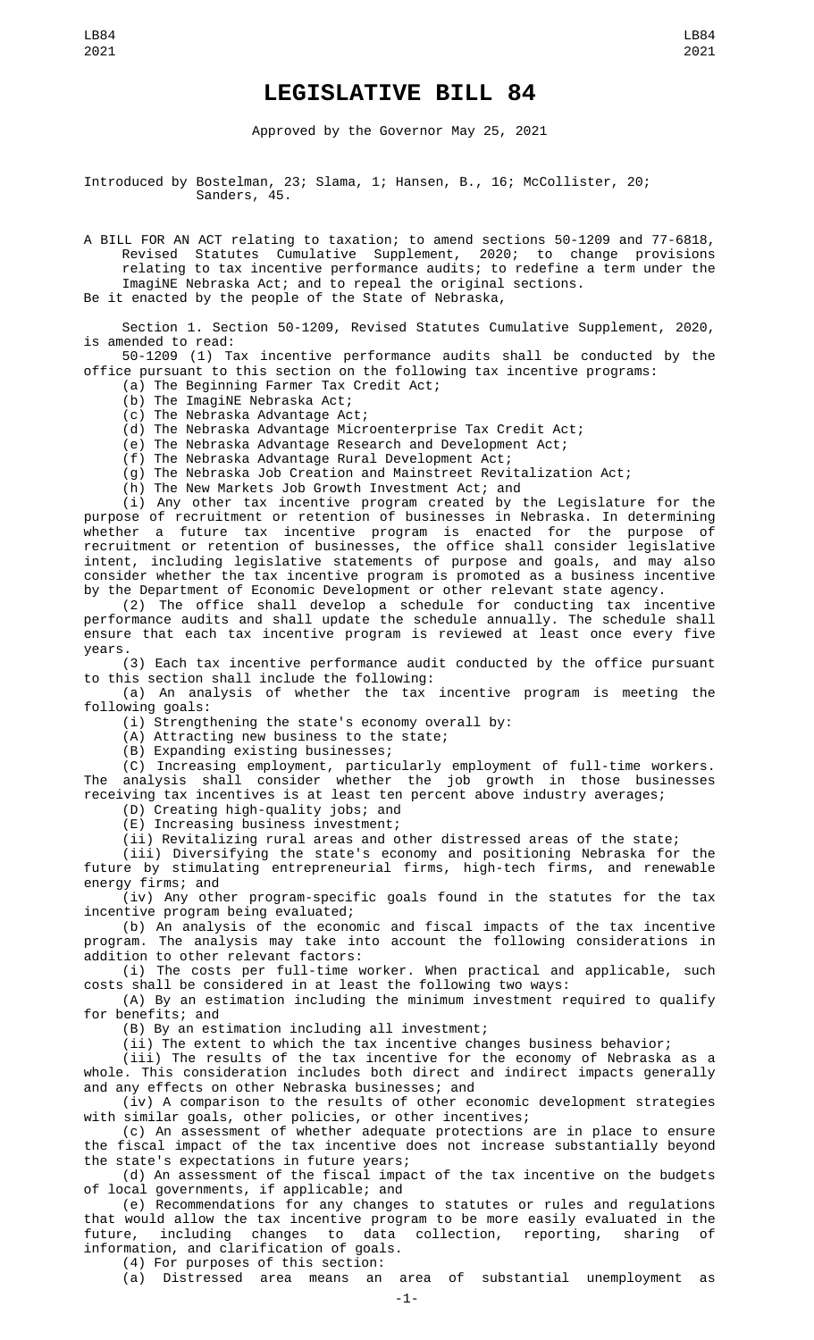# LEGISLATIVE BILL 84

Approved by the Governor May 25, 2021

Introduced by Bostelman, 23; Slama, 1; Hansen, B., 16; McCollister, 20; Sanders, 45.

A BILL FOR AN ACT relating to taxation; to amend sections 50-1209 and 77-6818, Revised Statutes Cumulative Supplement, 2020; to change provisions relating to tax incentive performance audits; to redefine a term under the ImagiNE Nebraska Act; and to repeal the original sections.

Be it enacted by the people of the State of Nebraska,

Section 1. Section 50-1209, Revised Statutes Cumulative Supplement, 2020, is amended to read:

50-1209 (1) Tax incentive performance audits shall be conducted by the office pursuant to this section on the following tax incentive programs:

(a) The Beginning Farmer Tax Credit Act;

(b) The ImagiNE Nebraska Act;

(c) The Nebraska Advantage Act;

(d) The Nebraska Advantage Microenterprise Tax Credit Act;

(e) The Nebraska Advantage Research and Development Act;

(f) The Nebraska Advantage Rural Development Act;

(g) The Nebraska Job Creation and Mainstreet Revitalization Act;

(h) The New Markets Job Growth Investment Act; and

(i) Any other tax incentive program created by the Legislature for the purpose of recruitment or retention of businesses in Nebraska. In determining whether a future tax incentive program is enacted for the purpose of recruitment or retention of businesses, the office shall consider legislative intent, including legislative statements of purpose and goals, and may also consider whether the tax incentive program is promoted as a business incentive by the Department of Economic Development or other relevant state agency.

(2) The office shall develop a schedule for conducting tax incentive performance audits and shall update the schedule annually. The schedule shall ensure that each tax incentive program is reviewed at least once every five years.

(3) Each tax incentive performance audit conducted by the office pursuant to this section shall include the following:

(a) An analysis of whether the tax incentive program is meeting the following goals:

(i) Strengthening the state's economy overall by:

(A) Attracting new business to the state;

(B) Expanding existing businesses;

(C) Increasing employment, particularly employment of full-time workers. The analysis shall consider whether the job growth in those businesses receiving tax incentives is at least ten percent above industry averages;

(D) Creating high-quality jobs; and

(E) Increasing business investment;

(ii) Revitalizing rural areas and other distressed areas of the state;

(iii) Diversifying the state's economy and positioning Nebraska for the future by stimulating entrepreneurial firms, high-tech firms, and renewable energy firms; and

(iv) Any other program-specific goals found in the statutes for the tax incentive program being evaluated;

(b) An analysis of the economic and fiscal impacts of the tax incentive program. The analysis may take into account the following considerations in addition to other relevant factors:

(i) The costs per full-time worker. When practical and applicable, such costs shall be considered in at least the following two ways:

(A) By an estimation including the minimum investment required to qualify for benefits; and

(B) By an estimation including all investment;

(ii) The extent to which the tax incentive changes business behavior;

(iii) The results of the tax incentive for the economy of Nebraska as a whole. This consideration includes both direct and indirect impacts generally and any effects on other Nebraska businesses; and

(iv) A comparison to the results of other economic development strategies with similar goals, other policies, or other incentives;

(c) An assessment of whether adequate protections are in place to ensure the fiscal impact of the tax incentive does not increase substantially beyond the state's expectations in future years;

(d) An assessment of the fiscal impact of the tax incentive on the budgets of local governments, if applicable; and

(e) Recommendations for any changes to statutes or rules and regulations that would allow the tax incentive program to be more easily evaluated in the future, including changes to data collection, reporting, sharing of information, and clarification of goals.

(4) For purposes of this section:

(a) Distressed area means an area of substantial unemployment as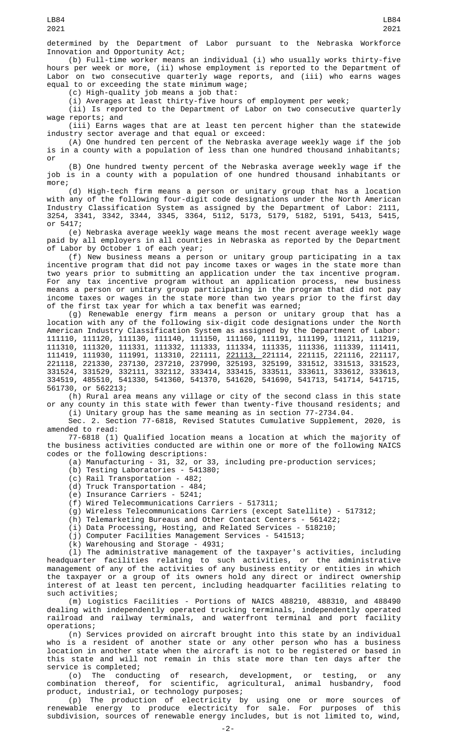determined by the Department of Labor pursuant to the Nebraska Workforce Innovation and Opportunity Act;

(b) Full-time worker means an individual (i) who usually works thirty-five hours per week or more, (ii) whose employment is reported to the Department of Labor on two consecutive quarterly wage reports, and (iii) who earns wages equal to or exceeding the state minimum wage;

(c) High-quality job means a job that:

(i) Averages at least thirty-five hours of employment per week;

(ii) Is reported to the Department of Labor on two consecutive quarterly wage reports; and

(iii) Earns wages that are at least ten percent higher than the statewide industry sector average and that equal or exceed:

(A) One hundred ten percent of the Nebraska average weekly wage if the job is in a county with a population of less than one hundred thousand inhabitants; or

(B) One hundred twenty percent of the Nebraska average weekly wage if the job is in a county with a population of one hundred thousand inhabitants or more;

(d) High-tech firm means a person or unitary group that has a location with any of the following four-digit code designations under the North American Industry Classification System as assigned by the Department of Labor: 2111, 3254, 3341, 3342, 3344, 3345, 3364, 5112, 5173, 5179, 5182, 5191, 5413, 5415, or 5417;

(e) Nebraska average weekly wage means the most recent average weekly wage paid by all employers in all counties in Nebraska as reported by the Department of Labor by October 1 of each year;

(f) New business means a person or unitary group participating in a tax incentive program that did not pay income taxes or wages in the state more than two years prior to submitting an application under the tax incentive program. For any tax incentive program without an application process, new business means a person or unitary group participating in the program that did not pay income taxes or wages in the state more than two years prior to the first day of the first tax year for which a tax benefit was earned;

(g) Renewable energy firm means a person or unitary group that has a location with any of the following six-digit code designations under the North American Industry Classification System as assigned by the Department of Labor: 111110, 111120, 111130, 111140, 111150, 111160, 111191, 111199, 111211, 111219, 111310, 111320, 111331, 111332, 111333, 111334, 111335, 111336, 111339, 111411, 111419, 111930, 111991, 113310, 221111, <u>221113,</u> 221114, 221115, 221116, 221117, 221118, 221330, 237130, 237210, 237990, 325193, 325199, 331512, 331513, 331523, 331524, 331529, 332111, 332112, 333414, 333415, 333511, 333611, 333612, 333613, 334519, 485510, 541330, 541360, 541370, 541620, 541690, 541713, 541714, 541715, 561730, or 562213;

(h) Rural area means any village or city of the second class in this state or any county in this state with fewer than twenty-five thousand residents; and

(i) Unitary group has the same meaning as in section 77-2734.04.

Sec. 2. Section 77-6818, Revised Statutes Cumulative Supplement, 2020, is amended to read:

77-6818 (1) Qualified location means a location at which the majority of the business activities conducted are within one or more of the following NAICS codes or the following descriptions:

(a) Manufacturing - 31, 32, or 33, including pre-production services;

(b) Testing Laboratories - 541380;

(c) Rail Transportation - 482;

(d) Truck Transportation - 484;

(e) Insurance Carriers - 5241;

(f) Wired Telecommunications Carriers - 517311;

(g) Wireless Telecommunications Carriers (except Satellite) - 517312;

(h) Telemarketing Bureaus and Other Contact Centers - 561422;

(i) Data Processing, Hosting, and Related Services - 518210;

(j) Computer Facilities Management Services - 541513;

(k) Warehousing and Storage - 4931;

(l) The administrative management of the taxpayer's activities, including headquarter facilities relating to such activities, or the administrative management of any of the activities of any business entity or entities in which the taxpayer or a group of its owners hold any direct or indirect ownership interest of at least ten percent, including headquarter facilities relating to such activities;

(m) Logistics Facilities - Portions of NAICS 488210, 488310, and 488490 dealing with independently operated trucking terminals, independently operated railroad and railway terminals, and waterfront terminal and port facility operations;

(n) Services provided on aircraft brought into this state by an individual who is a resident of another state or any other person who has a business location in another state when the aircraft is not to be registered or based in this state and will not remain in this state more than ten days after the service is completed;

(o) The conducting of research, development, or testing, or any combination thereof, for scientific, agricultural, animal husbandry, food product, industrial, or technology purposes;

(p) The production of electricity by using one or more sources of renewable energy to produce electricity for sale. For purposes of this subdivision, sources of renewable energy includes, but is not limited to, wind,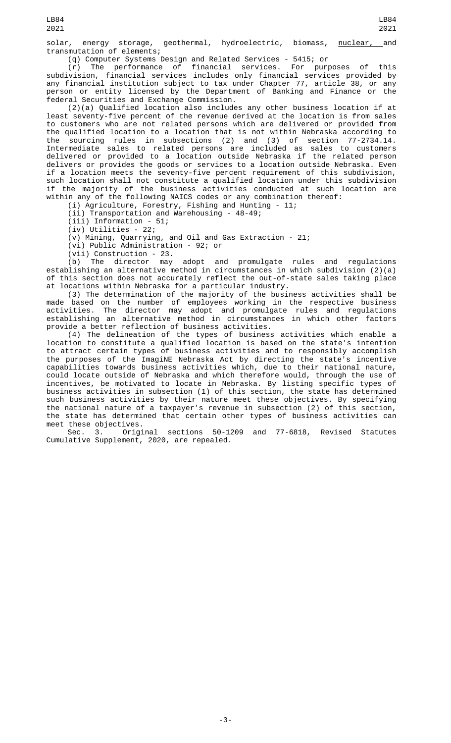solar, energy storage, geothermal, hydroelectric, biomass, <u>nuclear,</u> and transmutation of elements;

(q) Computer Systems Design and Related Services - 5415; or

(r) The performance of financial services. For purposes of this subdivision, financial services includes only financial services provided by any financial institution subject to tax under Chapter 77, article 38, or any person or entity licensed by the Department of Banking and Finance or the federal Securities and Exchange Commission.

(2)(a) Qualified location also includes any other business location if at least seventy-five percent of the revenue derived at the location is from sales to customers who are not related persons which are delivered or provided from the qualified location to a location that is not within Nebraska according to the sourcing rules in subsections (2) and (3) of section 77-2734.14. Intermediate sales to related persons are included as sales to customers delivered or provided to a location outside Nebraska if the related person delivers or provides the goods or services to a location outside Nebraska. Even if a location meets the seventy-five percent requirement of this subdivision, such location shall not constitute a qualified location under this subdivision if the majority of the business activities conducted at such location are within any of the following NAICS codes or any combination thereof:

(i) Agriculture, Forestry, Fishing and Hunting - 11;

(ii) Transportation and Warehousing - 48-49;

(iii) Information - 51;

(iv) Utilities - 22;

(v) Mining, Quarrying, and Oil and Gas Extraction - 21;

(vi) Public Administration - 92; or

(vii) Construction - 23.

(b) The director may adopt and promulgate rules and regulations establishing an alternative method in circumstances in which subdivision (2)(a) of this section does not accurately reflect the out-of-state sales taking place at locations within Nebraska for a particular industry.

(3) The determination of the majority of the business activities shall be made based on the number of employees working in the respective business activities. The director may adopt and promulgate rules and regulations establishing an alternative method in circumstances in which other factors provide a better reflection of business activities.

(4) The delineation of the types of business activities which enable a location to constitute a qualified location is based on the state's intention to attract certain types of business activities and to responsibly accomplish the purposes of the ImagiNE Nebraska Act by directing the state's incentive capabilities towards business activities which, due to their national nature, could locate outside of Nebraska and which therefore would, through the use of incentives, be motivated to locate in Nebraska. By listing specific types of business activities in subsection (1) of this section, the state has determined such business activities by their nature meet these objectives. By specifying the national nature of a taxpayer's revenue in subsection (2) of this section, the state has determined that certain other types of business activities can meet these objectives.

Sec. 3. Original sections 50-1209 and 77-6818, Revised Statutes Cumulative Supplement, 2020, are repealed.